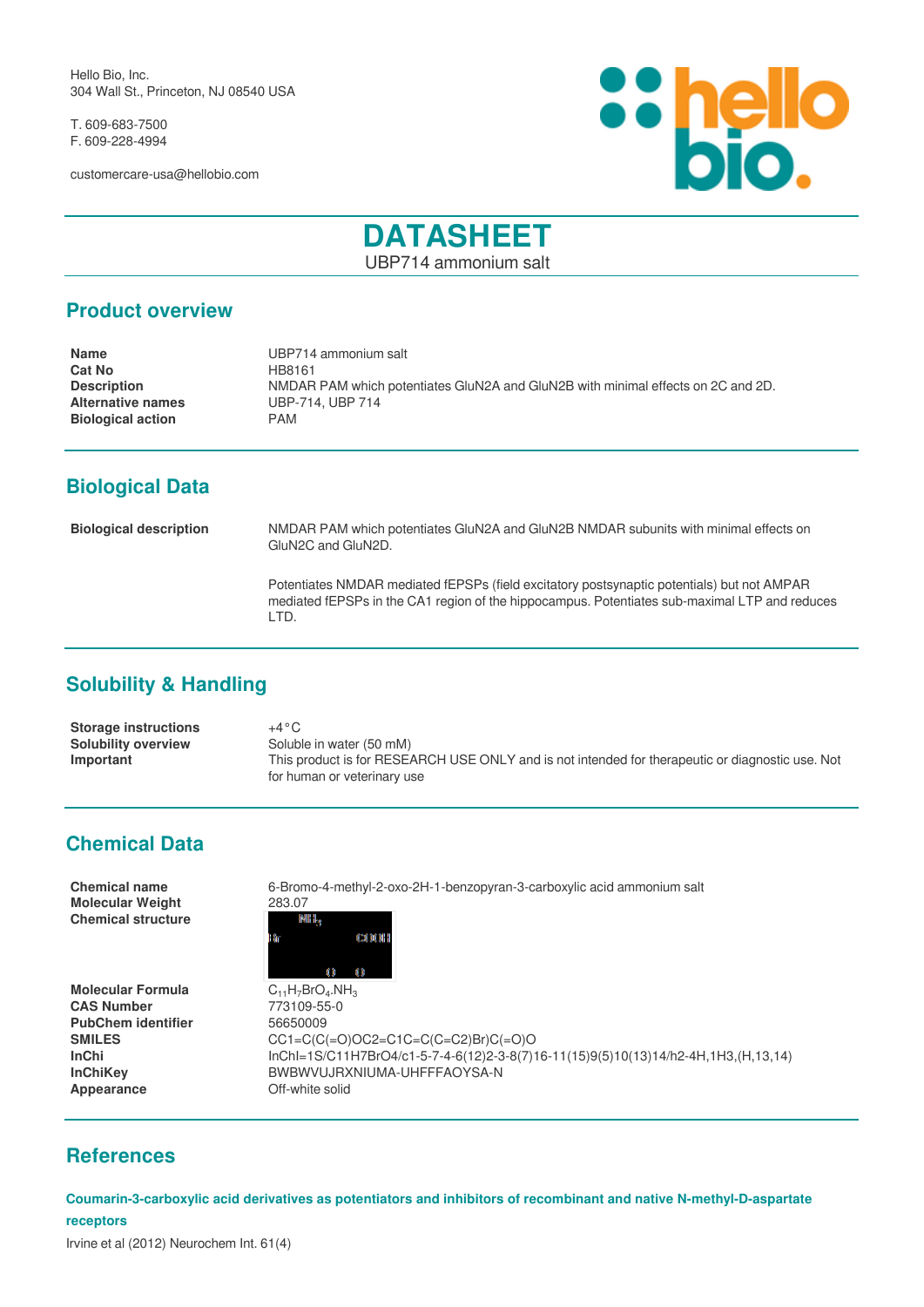Hello Bio, Inc.
304 Wall St., Princeton, NJ 08540 USA

T. 609-683-7500
F. 609-228-4994

customercare-usa@hellobio.com

# DATASHEET

UBP714 ammonium salt

## Product overview

| | |
|---|---|
| **Name** | UBP714 ammonium salt |
| **Cat No** | HB8161 |
| **Description** | NMDAR PAM which potentiates GluN2A and GluN2B with minimal effects on 2C and 2D. |
| **Alternative names** | UBP-714, UBP 714 |
| **Biological action** | PAM |

## Biological Data

**Biological description**

NMDAR PAM which potentiates GluN2A and GluN2B NMDAR subunits with minimal effects on GluN2C and GluN2D.

Potentiates NMDAR mediated fEPSPs (field excitatory postsynaptic potentials) but not AMPAR mediated fEPSPs in the CA1 region of the hippocampus. Potentiates sub-maximal LTP and reduces LTD.

## Solubility & Handling

| | |
|---|---|
| **Storage instructions** | +4°C |
| **Solubility overview** | Soluble in water (50 mM) |
| **Important** | This product is for RESEARCH USE ONLY and is not intended for therapeutic or diagnostic use. Not for human or veterinary use |

## Chemical Data

| | |
|---|---|
| **Chemical name** | 6-Bromo-4-methyl-2-oxo-2H-1-benzopyran-3-carboxylic acid ammonium salt |
| **Molecular Weight** | 283.07 |
| **Chemical structure** | |
| **Molecular Formula** | $C_{11}H_7BrO_4.NH_3$ |
| **CAS Number** | 773109-55-0 |
| **PubChem identifier** | 56650009 |
| **SMILES** | CC1=C(C(=O)OC2=C1C=C(C=C2)Br)C(=O)O |
| **InChi** | InChI=1S/C11H7BrO4/c1-5-7-4-6(12)2-3-8(7)16-11(15)9(5)10(13)14/h2-4H,1H3,(H,13,14) |
| **InChiKey** | BWBWVUJRXNIUMA-UHFFFAOYSA-N |
| **Appearance** | Off-white solid |

## References

**Coumarin-3-carboxylic acid derivatives as potentiators and inhibitors of recombinant and native N-methyl-D-aspartate receptors**

Irvine et al (2012) Neurochem Int. 61(4)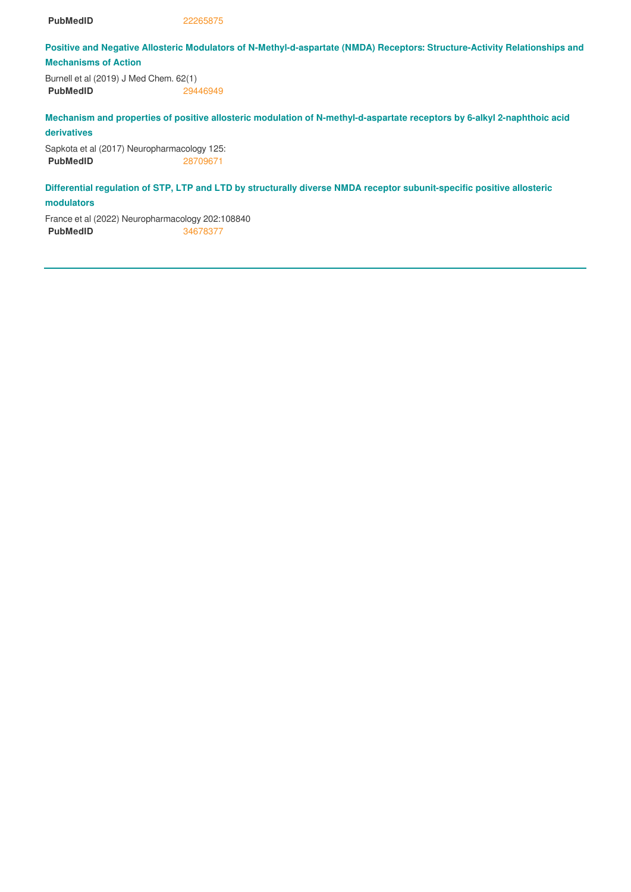**PubMedID** 22265875

**Positive and Negative Allosteric Modulators of N-Methyl-d-aspartate (NMDA) Receptors: Structure-Activity Relationships and Mechanisms of Action**

Burnell et al (2019) J Med Chem. 62(1)
**PubMedID** 29446949

**Mechanism and properties of positive allosteric modulation of N-methyl-d-aspartate receptors by 6-alkyl 2-naphthoic acid derivatives**

Sapkota et al (2017) Neuropharmacology 125:
**PubMedID** 28709671

**Differential regulation of STP, LTP and LTD by structurally diverse NMDA receptor subunit-specific positive allosteric modulators**

France et al (2022) Neuropharmacology 202:108840
**PubMedID** 34678377